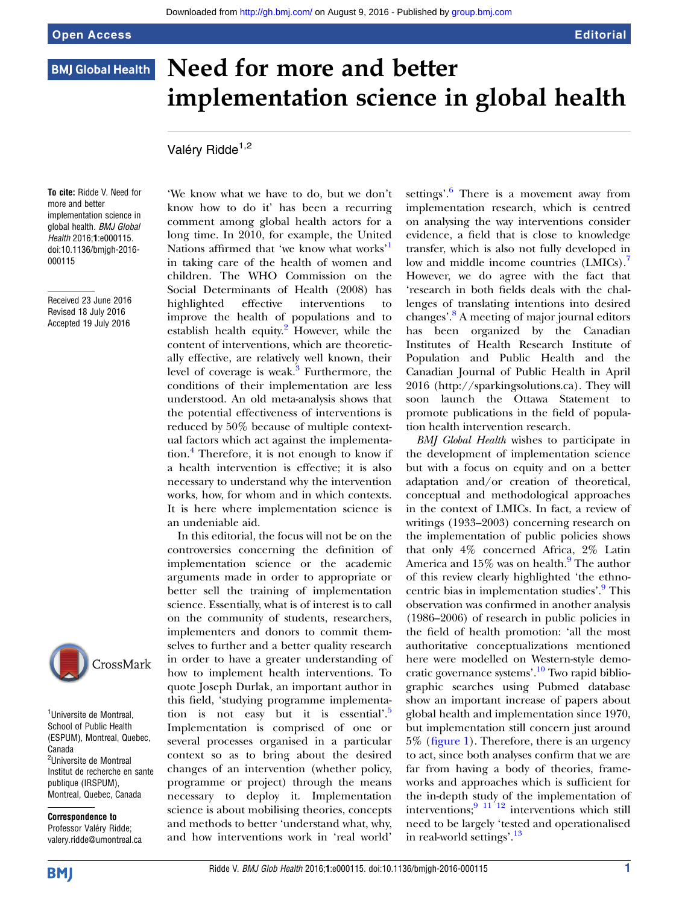Open Access

Editorial

BMJ Global Health

# Need for more and better implementation science in global health

Valéry Ridde[1,2]

**To cite:** Ridde V. Need for more and better implementation science in global health. *BMJ Global Health* 2016;**1**:e000115. doi:10.1136/bmjgh-2016-000115

Received 23 June 2016
Revised 18 July 2016
Accepted 19 July 2016

[1]Universite de Montreal, School of Public Health (ESPUM), Montreal, Quebec, Canada
[2]Universite de Montreal Institut de recherche en sante publique (IRSPUM), Montreal, Quebec, Canada

**Correspondence to**
Professor Valéry Ridde; valery.ridde@umontreal.ca

'We know what we have to do, but we don't know how to do it' has been a recurring comment among global health actors for a long time. In 2010, for example, the United Nations affirmed that 'we know what works'[1] in taking care of the health of women and children. The WHO Commission on the Social Determinants of Health (2008) has highlighted effective interventions to improve the health of populations and to establish health equity.[2] However, while the content of interventions, which are theoretically effective, are relatively well known, their level of coverage is weak.[3] Furthermore, the conditions of their implementation are less understood. An old meta-analysis shows that the potential effectiveness of interventions is reduced by 50% because of multiple contextual factors which act against the implementation.[4] Therefore, it is not enough to know if a health intervention is effective; it is also necessary to understand why the intervention works, how, for whom and in which contexts. It is here where implementation science is an undeniable aid.

In this editorial, the focus will not be on the controversies concerning the definition of implementation science or the academic arguments made in order to appropriate or better sell the training of implementation science. Essentially, what is of interest is to call on the community of students, researchers, implementers and donors to commit themselves to further and a better quality research in order to have a greater understanding of how to implement health interventions. To quote Joseph Durlak, an important author in this field, 'studying programme implementation is not easy but it is essential'.[5] Implementation is comprised of one or several processes organised in a particular context so as to bring about the desired changes of an intervention (whether policy, programme or project) through the means necessary to deploy it. Implementation science is about mobilising theories, concepts and methods to better 'understand what, why, and how interventions work in 'real world' settings'.[6] There is a movement away from implementation research, which is centred on analysing the way interventions consider evidence, a field that is close to knowledge transfer, which is also not fully developed in low and middle income countries (LMICs).[7] However, we do agree with the fact that 'research in both fields deals with the challenges of translating intentions into desired changes'.[8] A meeting of major journal editors has been organized by the Canadian Institutes of Health Research Institute of Population and Public Health and the Canadian Journal of Public Health in April 2016 (http://sparkingsolutions.ca). They will soon launch the Ottawa Statement to promote publications in the field of population health intervention research.

*BMJ Global Health* wishes to participate in the development of implementation science but with a focus on equity and on a better adaptation and/or creation of theoretical, conceptual and methodological approaches in the context of LMICs. In fact, a review of writings (1933–2003) concerning research on the implementation of public policies shows that only 4% concerned Africa, 2% Latin America and 15% was on health.[9] The author of this review clearly highlighted 'the ethnocentric bias in implementation studies'.[9] This observation was confirmed in another analysis (1986–2006) of research in public policies in the field of health promotion: 'all the most authoritative conceptualizations mentioned here were modelled on Western-style democratic governance systems'.[10] Two rapid bibliographic searches using Pubmed database show an important increase of papers about global health and implementation since 1970, but implementation still concern just around 5% (figure 1). Therefore, there is an urgency to act, since both analyses confirm that we are far from having a body of theories, frameworks and approaches which is sufficient for the in-depth study of the implementation of interventions;[9 11 12] interventions which still need to be largely 'tested and operationalised in real-world settings'.[13]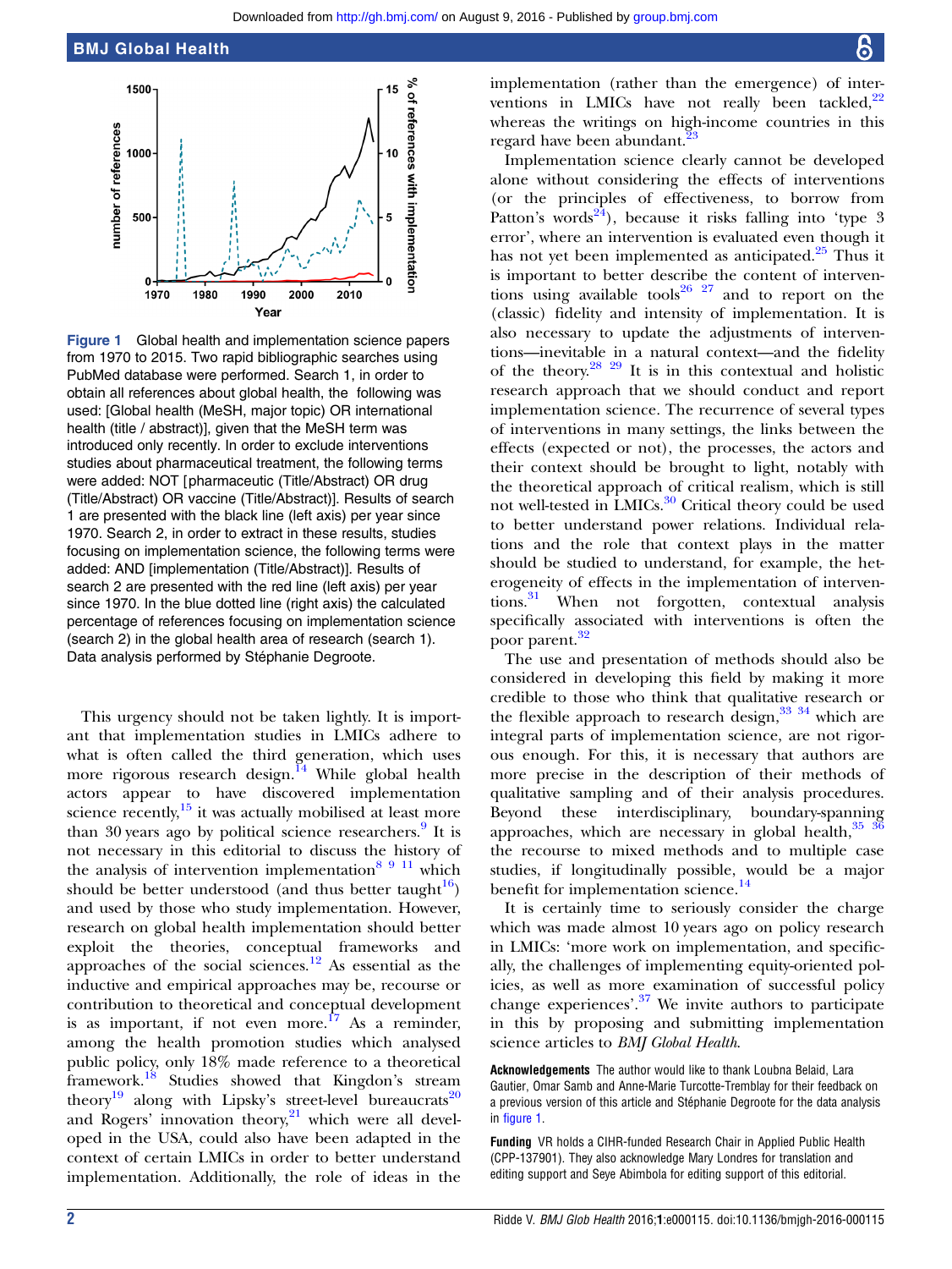Figure 1 Global health and implementation science papers from 1970 to 2015. Two rapid bibliographic searches using PubMed database were performed. Search 1, in order to obtain all references about global health, the following was used: [Global health (MeSH, major topic) OR international health (title / abstract)], given that the MeSH term was introduced only recently. In order to exclude interventions studies about pharmaceutical treatment, the following terms were added: NOT [pharmaceutic (Title/Abstract) OR drug (Title/Abstract) OR vaccine (Title/Abstract)]. Results of search 1 are presented with the black line (left axis) per year since 1970. Search 2, in order to extract in these results, studies focusing on implementation science, the following terms were added: AND [implementation (Title/Abstract)]. Results of search 2 are presented with the red line (left axis) per year since 1970. In the blue dotted line (right axis) the calculated percentage of references focusing on implementation science (search 2) in the global health area of research (search 1). Data analysis performed by Stéphanie Degroote.

This urgency should not be taken lightly. It is important that implementation studies in LMICs adhere to what is often called the third generation, which uses more rigorous research design.[14] While global health actors appear to have discovered implementation science recently,[15] it was actually mobilised at least more than 30 years ago by political science researchers.[9] It is not necessary in this editorial to discuss the history of the analysis of intervention implementation[8 9 11] which should be better understood (and thus better taught[16]) and used by those who study implementation. However, research on global health implementation should better exploit the theories, conceptual frameworks and approaches of the social sciences.[12] As essential as the inductive and empirical approaches may be, recourse or contribution to theoretical and conceptual development is as important, if not even more.[17] As a reminder, among the health promotion studies which analysed public policy, only 18% made reference to a theoretical framework.[18] Studies showed that Kingdon's stream theory[19] along with Lipsky's street-level bureaucrats[20] and Rogers' innovation theory,[21] which were all developed in the USA, could also have been adapted in the context of certain LMICs in order to better understand implementation. Additionally, the role of ideas in the implementation (rather than the emergence) of interventions in LMICs have not really been tackled,[22] whereas the writings on high-income countries in this regard have been abundant.[23]

Implementation science clearly cannot be developed alone without considering the effects of interventions (or the principles of effectiveness, to borrow from Patton's words[24]), because it risks falling into 'type 3 error', where an intervention is evaluated even though it has not yet been implemented as anticipated.[25] Thus it is important to better describe the content of interventions using available tools[26 27] and to report on the (classic) fidelity and intensity of implementation. It is also necessary to update the adjustments of interventions—inevitable in a natural context—and the fidelity of the theory.[28 29] It is in this contextual and holistic research approach that we should conduct and report implementation science. The recurrence of several types of interventions in many settings, the links between the effects (expected or not), the processes, the actors and their context should be brought to light, notably with the theoretical approach of critical realism, which is still not well-tested in LMICs.[30] Critical theory could be used to better understand power relations. Individual relations and the role that context plays in the matter should be studied to understand, for example, the heterogeneity of effects in the implementation of interventions.[31] When not forgotten, contextual analysis specifically associated with interventions is often the poor parent.[32]

The use and presentation of methods should also be considered in developing this field by making it more credible to those who think that qualitative research or the flexible approach to research design,[33 34] which are integral parts of implementation science, are not rigorous enough. For this, it is necessary that authors are more precise in the description of their methods of qualitative sampling and of their analysis procedures. Beyond these interdisciplinary, boundary-spanning approaches, which are necessary in global health,[35 36] the recourse to mixed methods and to multiple case studies, if longitudinally possible, would be a major benefit for implementation science.[14]

It is certainly time to seriously consider the charge which was made almost 10 years ago on policy research in LMICs: 'more work on implementation, and specifically, the challenges of implementing equity-oriented policies, as well as more examination of successful policy change experiences'.[37] We invite authors to participate in this by proposing and submitting implementation science articles to *BMJ Global Health*.

**Acknowledgements** The author would like to thank Loubna Belaid, Lara Gautier, Omar Samb and Anne-Marie Turcotte-Tremblay for their feedback on a previous version of this article and Stéphanie Degroote for the data analysis in figure 1.

**Funding** VR holds a CIHR-funded Research Chair in Applied Public Health (CPP-137901). They also acknowledge Mary Londres for translation and editing support and Seye Abimbola for editing support of this editorial.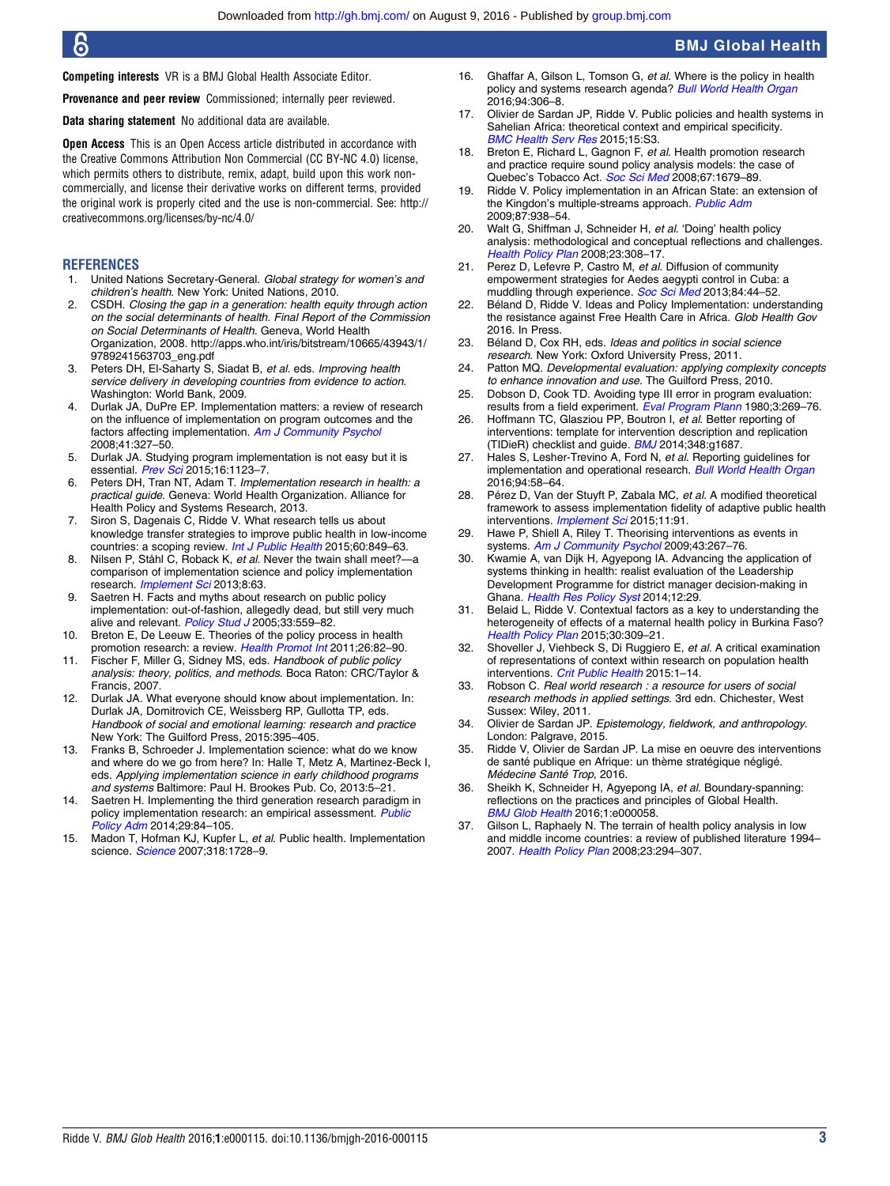**Competing interests** VR is a BMJ Global Health Associate Editor.

**Provenance and peer review** Commissioned; internally peer reviewed.

**Data sharing statement** No additional data are available.

**Open Access** This is an Open Access article distributed in accordance with the Creative Commons Attribution Non Commercial (CC BY-NC 4.0) license, which permits others to distribute, remix, adapt, build upon this work non-commercially, and license their derivative works on different terms, provided the original work is properly cited and the use is non-commercial. See: http://creativecommons.org/licenses/by-nc/4.0/

## REFERENCES

1. United Nations Secretary-General. *Global strategy for women's and children's health*. New York: United Nations, 2010.
2. CSDH. *Closing the gap in a generation: health equity through action on the social determinants of health. Final Report of the Commission on Social Determinants of Health*. Geneva, World Health Organization, 2008. http://apps.who.int/iris/bitstream/10665/43943/1/9789241563703_eng.pdf
3. Peters DH, El-Saharty S, Siadat B, *et al*. eds. *Improving health service delivery in developing countries from evidence to action*. Washington: World Bank, 2009.
4. Durlak JA, DuPre EP. Implementation matters: a review of research on the influence of implementation on program outcomes and the factors affecting implementation. *Am J Community Psychol* 2008;41:327–50.
5. Durlak JA. Studying program implementation is not easy but it is essential. *Prev Sci* 2015;16:1123–7.
6. Peters DH, Tran NT, Adam T. *Implementation research in health: a practical guide*. Geneva: World Health Organization. Alliance for Health Policy and Systems Research, 2013.
7. Siron S, Dagenais C, Ridde V. What research tells us about knowledge transfer strategies to improve public health in low-income countries: a scoping review. *Int J Public Health* 2015;60:849–63.
8. Nilsen P, Ståhl C, Roback K, *et al*. Never the twain shall meet?—a comparison of implementation science and policy implementation research. *Implement Sci* 2013;8:63.
9. Saetren H. Facts and myths about research on public policy implementation: out-of-fashion, allegedly dead, but still very much alive and relevant. *Policy Stud J* 2005;33:559–82.
10. Breton E, De Leeuw E. Theories of the policy process in health promotion research: a review. *Health Promot Int* 2011;26:82–90.
11. Fischer F, Miller G, Sidney MS, eds. *Handbook of public policy analysis: theory, politics, and methods*. Boca Raton: CRC/Taylor & Francis, 2007.
12. Durlak JA. What everyone should know about implementation. In: Durlak JA, Domitrovich CE, Weissberg RP, Gullotta TP, eds. *Handbook of social and emotional learning: research and practice* New York: The Guilford Press, 2015:395–405.
13. Franks B, Schroeder J. Implementation science: what do we know and where do we go from here? In: Halle T, Metz A, Martinez-Beck I, eds. *Applying implementation science in early childhood programs and systems* Baltimore: Paul H. Brookes Pub. Co, 2013:5–21.
14. Saetren H. Implementing the third generation research paradigm in policy implementation research: an empirical assessment. *Public Policy Adm* 2014;29:84–105.
15. Madon T, Hofman KJ, Kupfer L, *et al*. Public health. Implementation science. *Science* 2007;318:1728–9.
16. Ghaffar A, Gilson L, Tomson G, *et al*. Where is the policy in health policy and systems research agenda? *Bull World Health Organ* 2016;94:306–8.
17. Olivier de Sardan JP, Ridde V. Public policies and health systems in Sahelian Africa: theoretical context and empirical specificity. *BMC Health Serv Res* 2015;15:S3.
18. Breton E, Richard L, Gagnon F, *et al*. Health promotion research and practice require sound policy analysis models: the case of Quebec's Tobacco Act. *Soc Sci Med* 2008;67:1679–89.
19. Ridde V. Policy implementation in an African State: an extension of the Kingdon's multiple-streams approach. *Public Adm* 2009;87:938–54.
20. Walt G, Shiffman J, Schneider H, *et al*. 'Doing' health policy analysis: methodological and conceptual reflections and challenges. *Health Policy Plan* 2008;23:308–17.
21. Perez D, Lefevre P, Castro M, *et al*. Diffusion of community empowerment strategies for Aedes aegypti control in Cuba: a muddling through experience. *Soc Sci Med* 2013;84:44–52.
22. Béland D, Ridde V. Ideas and Policy Implementation: understanding the resistance against Free Health Care in Africa. *Glob Health Gov* 2016. In Press.
23. Béland D, Cox RH, eds. *Ideas and politics in social science research*. New York: Oxford University Press, 2011.
24. Patton MQ. *Developmental evaluation: applying complexity concepts to enhance innovation and use*. The Guilford Press, 2010.
25. Dobson D, Cook TD. Avoiding type III error in program evaluation: results from a field experiment. *Eval Program Plann* 1980;3:269–76.
26. Hoffmann TC, Glasziou PP, Boutron I, *et al*. Better reporting of interventions: template for intervention description and replication (TIDieR) checklist and guide. *BMJ* 2014;348:g1687.
27. Hales S, Lesher-Trevino A, Ford N, *et al*. Reporting guidelines for implementation and operational research. *Bull World Health Organ* 2016;94:58–64.
28. Pérez D, Van der Stuyft P, Zabala MC, *et al*. A modified theoretical framework to assess implementation fidelity of adaptive public health interventions. *Implement Sci* 2015;11:91.
29. Hawe P, Shiell A, Riley T. Theorising interventions as events in systems. *Am J Community Psychol* 2009;43:267–76.
30. Kwamie A, van Dijk H, Agyepong IA. Advancing the application of systems thinking in health: realist evaluation of the Leadership Development Programme for district manager decision-making in Ghana. *Health Res Policy Syst* 2014;12:29.
31. Belaid L, Ridde V. Contextual factors as a key to understanding the heterogeneity of effects of a maternal health policy in Burkina Faso? *Health Policy Plan* 2015;30:309–21.
32. Shoveller J, Viehbeck S, Di Ruggiero E, *et al*. A critical examination of representations of context within research on population health interventions. *Crit Public Health* 2015:1–14.
33. Robson C. *Real world research : a resource for users of social research methods in applied settings*. 3rd edn. Chichester, West Sussex: Wiley, 2011.
34. Olivier de Sardan JP. *Epistemology, fieldwork, and anthropology*. London: Palgrave, 2015.
35. Ridde V, Olivier de Sardan JP. La mise en oeuvre des interventions de santé publique en Afrique: un thème stratégique négligé. *Médecine Santé Trop*, 2016.
36. Sheikh K, Schneider H, Agyepong IA, *et al*. Boundary-spanning: reflections on the practices and principles of Global Health. *BMJ Glob Health* 2016;1:e000058.
37. Gilson L, Raphaely N. The terrain of health policy analysis in low and middle income countries: a review of published literature 1994–2007. *Health Policy Plan* 2008;23:294–307.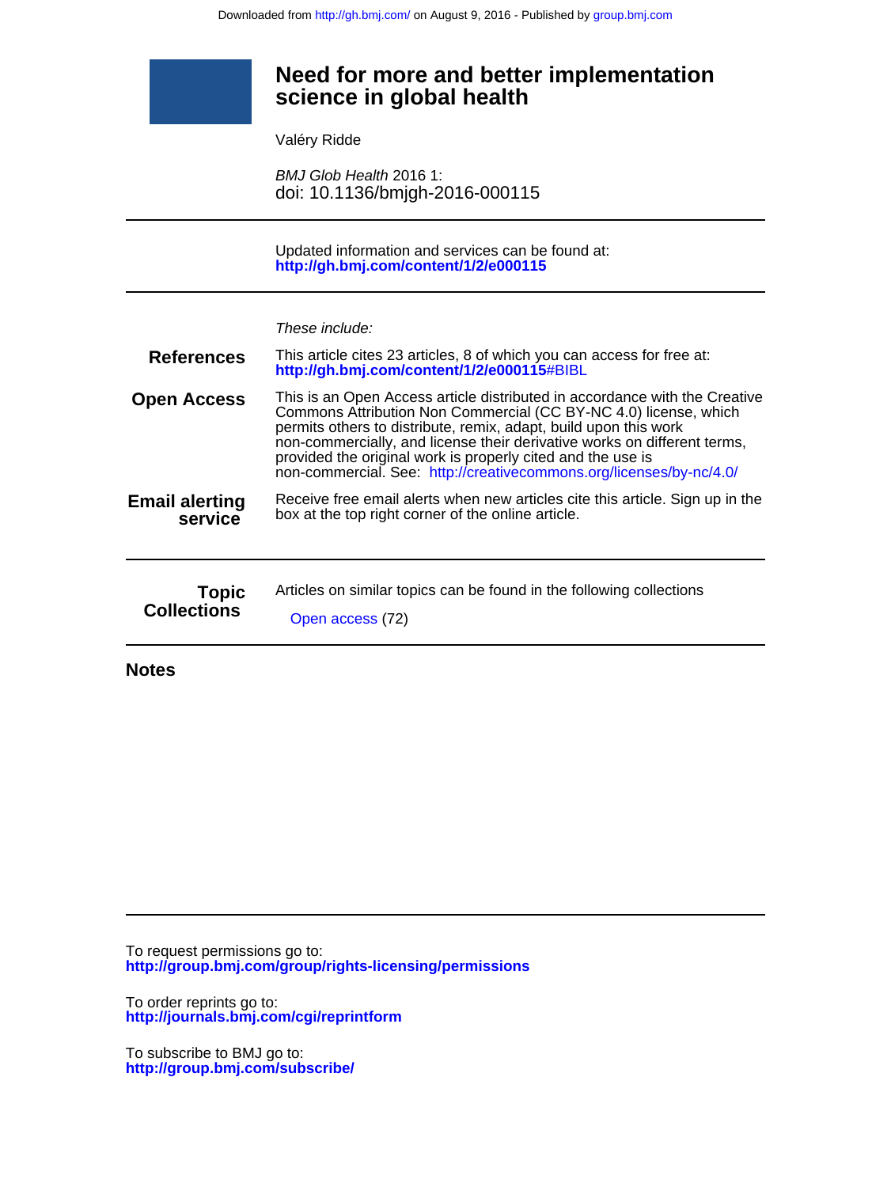Downloaded from http://gh.bmj.com/ on August 9, 2016 - Published by group.bmj.com

# Need for more and better implementation science in global health

Valéry Ridde

*BMJ Glob Health* 2016 1:
doi: 10.1136/bmjgh-2016-000115

Updated information and services can be found at:
**http://gh.bmj.com/content/1/2/e000115**

*These include:*

**References**
This article cites 23 articles, 8 of which you can access for free at:
**http://gh.bmj.com/content/1/2/e000115**#BIBL

**Open Access**
This is an Open Access article distributed in accordance with the Creative Commons Attribution Non Commercial (CC BY-NC 4.0) license, which permits others to distribute, remix, adapt, build upon this work non-commercially, and license their derivative works on different terms, provided the original work is properly cited and the use is non-commercial. See: http://creativecommons.org/licenses/by-nc/4.0/

**Email alerting service**
Receive free email alerts when new articles cite this article. Sign up in the box at the top right corner of the online article.

**Topic Collections**
Articles on similar topics can be found in the following collections

Open access (72)

**Notes**

To request permissions go to:
**http://group.bmj.com/group/rights-licensing/permissions**

To order reprints go to:
**http://journals.bmj.com/cgi/reprintform**

To subscribe to BMJ go to:
**http://group.bmj.com/subscribe/**